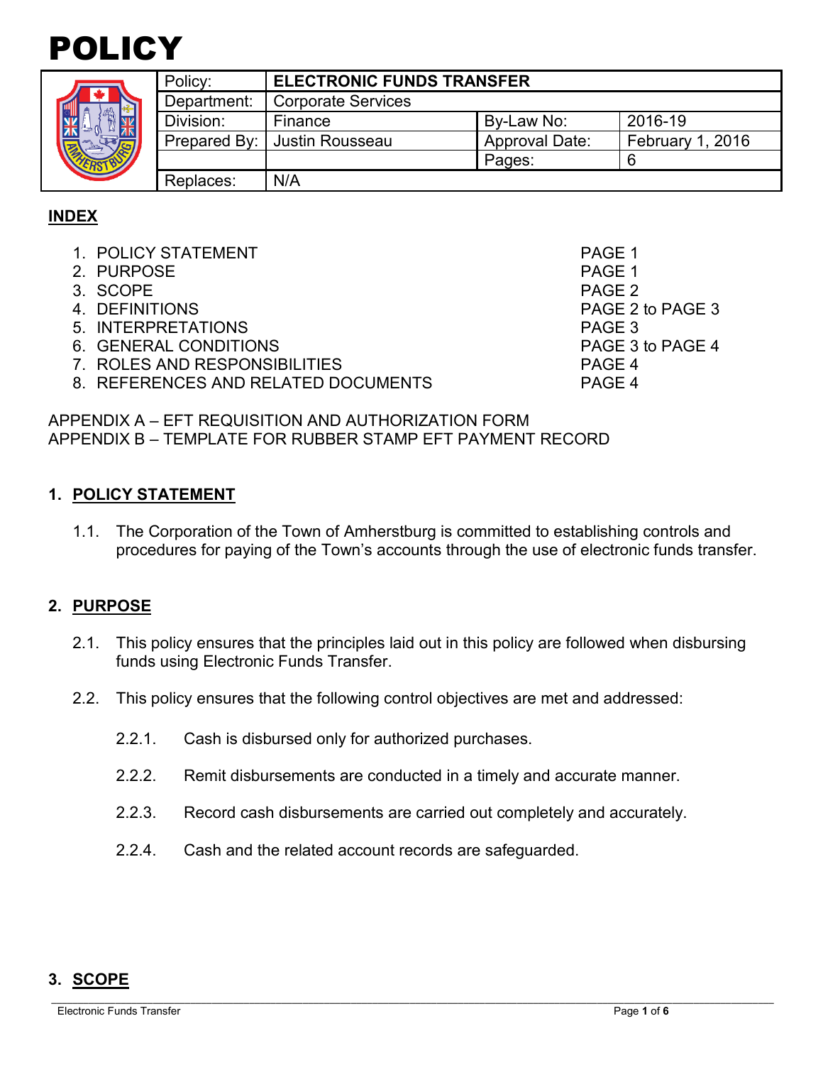# POLICY

| | | | | |
|---|---|---|---|---|
| Policy: | **ELECTRONIC FUNDS TRANSFER** | | | |
| Department: | Corporate Services | | | |
| Division: | Finance | By-Law No: | 2016-19 | |
| Prepared By: | Justin Rousseau | Approval Date: | February 1, 2016 | |
| | | Pages: | 6 | |
| Replaces: | N/A | | | |

## INDEX

| | |
|---|---|
| 1. POLICY STATEMENT | PAGE 1 |
| 2. PURPOSE | PAGE 1 |
| 3. SCOPE | PAGE 2 |
| 4. DEFINITIONS | PAGE 2 to PAGE 3 |
| 5. INTERPRETATIONS | PAGE 3 |
| 6. GENERAL CONDITIONS | PAGE 3 to PAGE 4 |
| 7. ROLES AND RESPONSIBILITIES | PAGE 4 |
| 8. REFERENCES AND RELATED DOCUMENTS | PAGE 4 |

APPENDIX A – EFT REQUISITION AND AUTHORIZATION FORM
APPENDIX B – TEMPLATE FOR RUBBER STAMP EFT PAYMENT RECORD

## 1. POLICY STATEMENT

1.1. The Corporation of the Town of Amherstburg is committed to establishing controls and procedures for paying of the Town's accounts through the use of electronic funds transfer.

## 2. PURPOSE

2.1. This policy ensures that the principles laid out in this policy are followed when disbursing funds using Electronic Funds Transfer.

2.2. This policy ensures that the following control objectives are met and addressed:

2.2.1. Cash is disbursed only for authorized purchases.

2.2.2. Remit disbursements are conducted in a timely and accurate manner.

2.2.3. Record cash disbursements are carried out completely and accurately.

2.2.4. Cash and the related account records are safeguarded.

## 3. SCOPE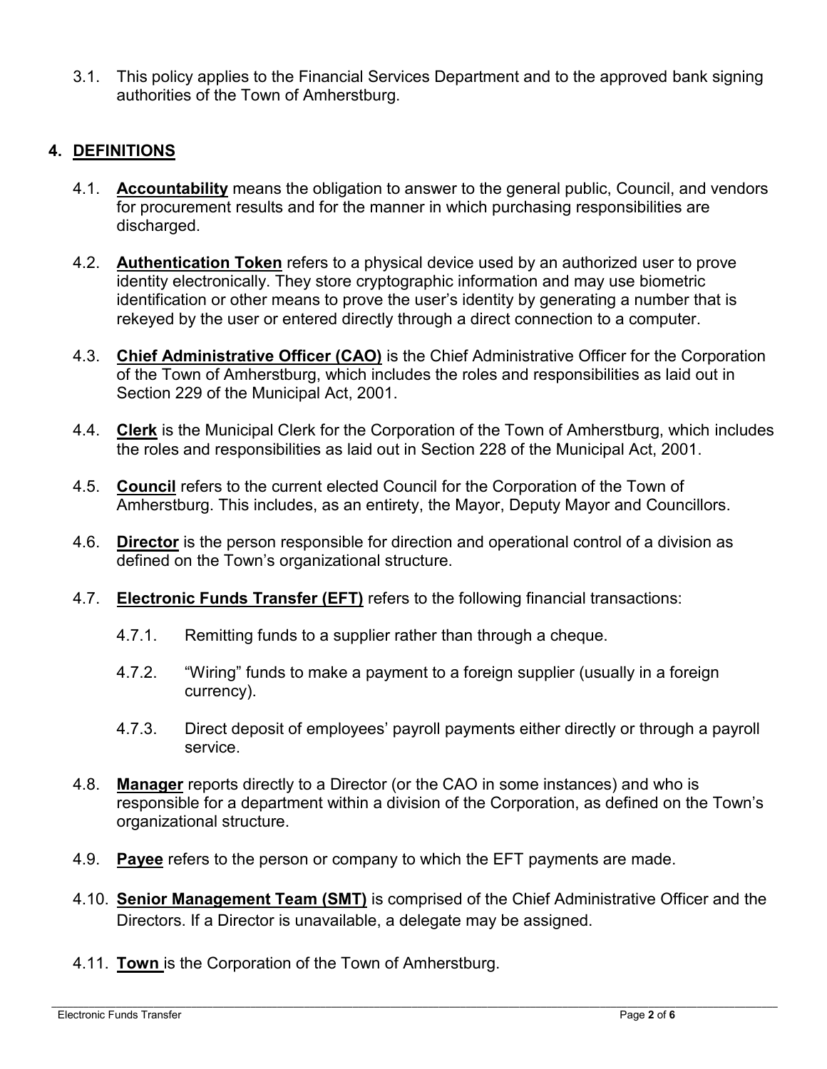3.1. This policy applies to the Financial Services Department and to the approved bank signing authorities of the Town of Amherstburg.

## 4. DEFINITIONS

4.1. **Accountability** means the obligation to answer to the general public, Council, and vendors for procurement results and for the manner in which purchasing responsibilities are discharged.

4.2. **Authentication Token** refers to a physical device used by an authorized user to prove identity electronically. They store cryptographic information and may use biometric identification or other means to prove the user's identity by generating a number that is rekeyed by the user or entered directly through a direct connection to a computer.

4.3. **Chief Administrative Officer (CAO)** is the Chief Administrative Officer for the Corporation of the Town of Amherstburg, which includes the roles and responsibilities as laid out in Section 229 of the Municipal Act, 2001.

4.4. **Clerk** is the Municipal Clerk for the Corporation of the Town of Amherstburg, which includes the roles and responsibilities as laid out in Section 228 of the Municipal Act, 2001.

4.5. **Council** refers to the current elected Council for the Corporation of the Town of Amherstburg. This includes, as an entirety, the Mayor, Deputy Mayor and Councillors.

4.6. **Director** is the person responsible for direction and operational control of a division as defined on the Town's organizational structure.

4.7. **Electronic Funds Transfer (EFT)** refers to the following financial transactions:

4.7.1. Remitting funds to a supplier rather than through a cheque.

4.7.2. "Wiring" funds to make a payment to a foreign supplier (usually in a foreign currency).

4.7.3. Direct deposit of employees' payroll payments either directly or through a payroll service.

4.8. **Manager** reports directly to a Director (or the CAO in some instances) and who is responsible for a department within a division of the Corporation, as defined on the Town's organizational structure.

4.9. **Payee** refers to the person or company to which the EFT payments are made.

4.10. **Senior Management Team (SMT)** is comprised of the Chief Administrative Officer and the Directors. If a Director is unavailable, a delegate may be assigned.

4.11. **Town** is the Corporation of the Town of Amherstburg.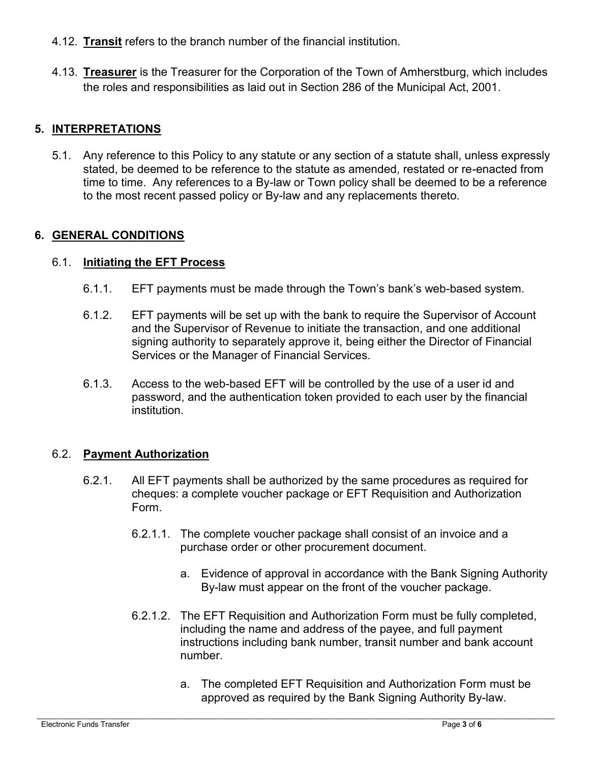4.12. **Transit** refers to the branch number of the financial institution.

4.13. **Treasurer** is the Treasurer for the Corporation of the Town of Amherstburg, which includes the roles and responsibilities as laid out in Section 286 of the Municipal Act, 2001.

## 5. INTERPRETATIONS

5.1. Any reference to this Policy to any statute or any section of a statute shall, unless expressly stated, be deemed to be reference to the statute as amended, restated or re-enacted from time to time. Any references to a By-law or Town policy shall be deemed to be a reference to the most recent passed policy or By-law and any replacements thereto.

## 6. GENERAL CONDITIONS

### 6.1. Initiating the EFT Process

6.1.1. EFT payments must be made through the Town's bank's web-based system.

6.1.2. EFT payments will be set up with the bank to require the Supervisor of Account and the Supervisor of Revenue to initiate the transaction, and one additional signing authority to separately approve it, being either the Director of Financial Services or the Manager of Financial Services.

6.1.3. Access to the web-based EFT will be controlled by the use of a user id and password, and the authentication token provided to each user by the financial institution.

### 6.2. Payment Authorization

6.2.1. All EFT payments shall be authorized by the same procedures as required for cheques: a complete voucher package or EFT Requisition and Authorization Form.

6.2.1.1. The complete voucher package shall consist of an invoice and a purchase order or other procurement document.

a. Evidence of approval in accordance with the Bank Signing Authority By-law must appear on the front of the voucher package.

6.2.1.2. The EFT Requisition and Authorization Form must be fully completed, including the name and address of the payee, and full payment instructions including bank number, transit number and bank account number.

a. The completed EFT Requisition and Authorization Form must be approved as required by the Bank Signing Authority By-law.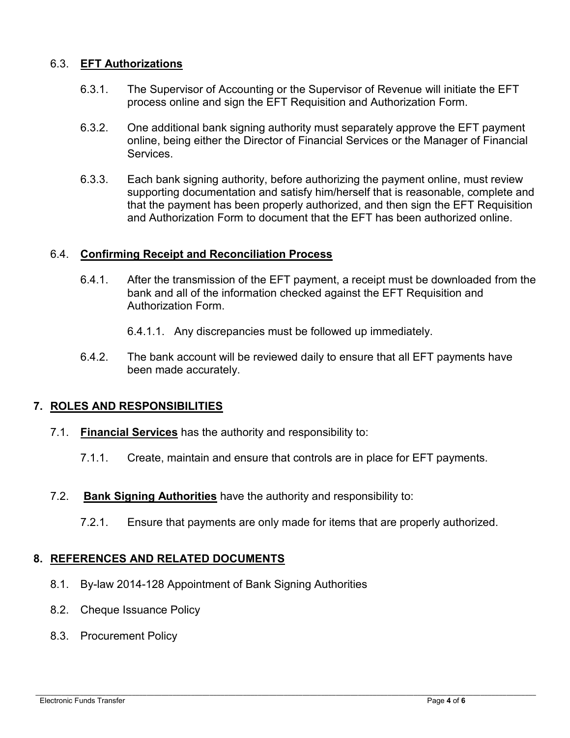### 6.3. **EFT Authorizations**

6.3.1. The Supervisor of Accounting or the Supervisor of Revenue will initiate the EFT process online and sign the EFT Requisition and Authorization Form.

6.3.2. One additional bank signing authority must separately approve the EFT payment online, being either the Director of Financial Services or the Manager of Financial Services.

6.3.3. Each bank signing authority, before authorizing the payment online, must review supporting documentation and satisfy him/herself that is reasonable, complete and that the payment has been properly authorized, and then sign the EFT Requisition and Authorization Form to document that the EFT has been authorized online.

### 6.4. **Confirming Receipt and Reconciliation Process**

6.4.1. After the transmission of the EFT payment, a receipt must be downloaded from the bank and all of the information checked against the EFT Requisition and Authorization Form.

6.4.1.1. Any discrepancies must be followed up immediately.

6.4.2. The bank account will be reviewed daily to ensure that all EFT payments have been made accurately.

## 7. ROLES AND RESPONSIBILITIES

7.1. **Financial Services** has the authority and responsibility to:

7.1.1. Create, maintain and ensure that controls are in place for EFT payments.

7.2. **Bank Signing Authorities** have the authority and responsibility to:

7.2.1. Ensure that payments are only made for items that are properly authorized.

## 8. REFERENCES AND RELATED DOCUMENTS

8.1. By-law 2014-128 Appointment of Bank Signing Authorities

8.2. Cheque Issuance Policy

8.3. Procurement Policy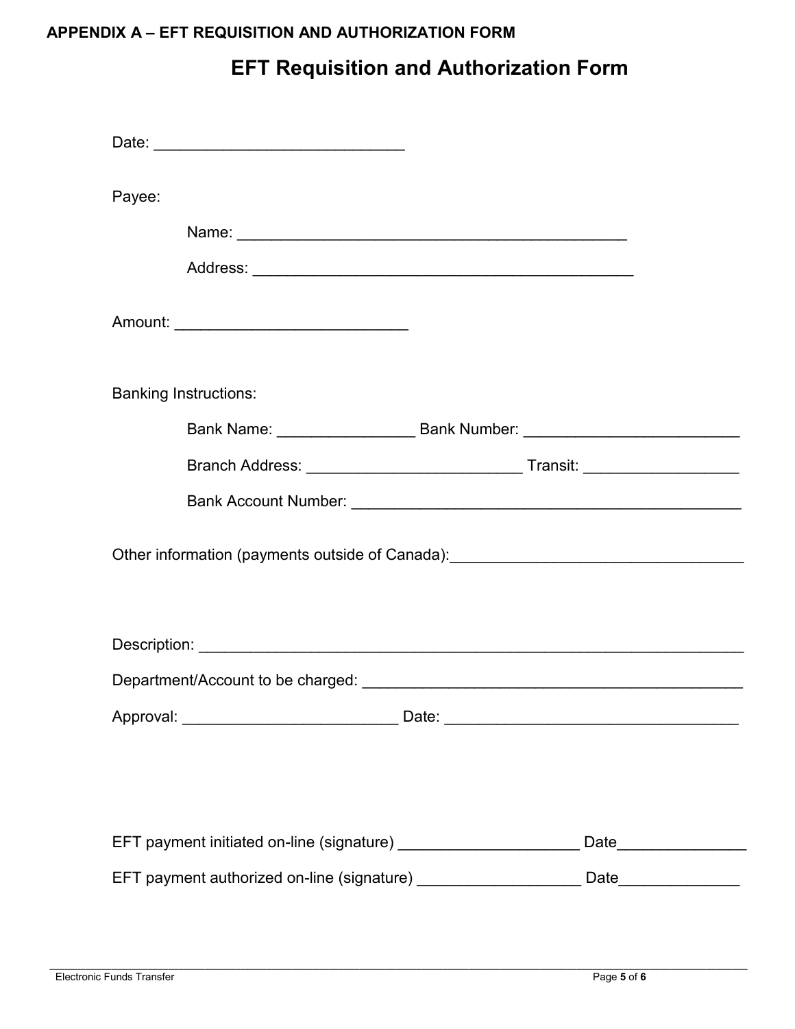**APPENDIX A – EFT REQUISITION AND AUTHORIZATION FORM**

# EFT Requisition and Authorization Form

Date: ____________________________

Payee:

Name: ___________________________________________

Address: __________________________________________

Amount: __________________________

Banking Instructions:

Bank Name: _______________ Bank Number: ________________________

Branch Address: ________________________ Transit: _________________

Bank Account Number: ____________________________________________

Other information (payments outside of Canada):________________________________

Description: ____________________________________________________________

Department/Account to be charged: __________________________________________

Approval: ________________________ Date: _________________________________

EFT payment initiated on-line (signature) ____________________ Date______________

EFT payment authorized on-line (signature) __________________ Date_____________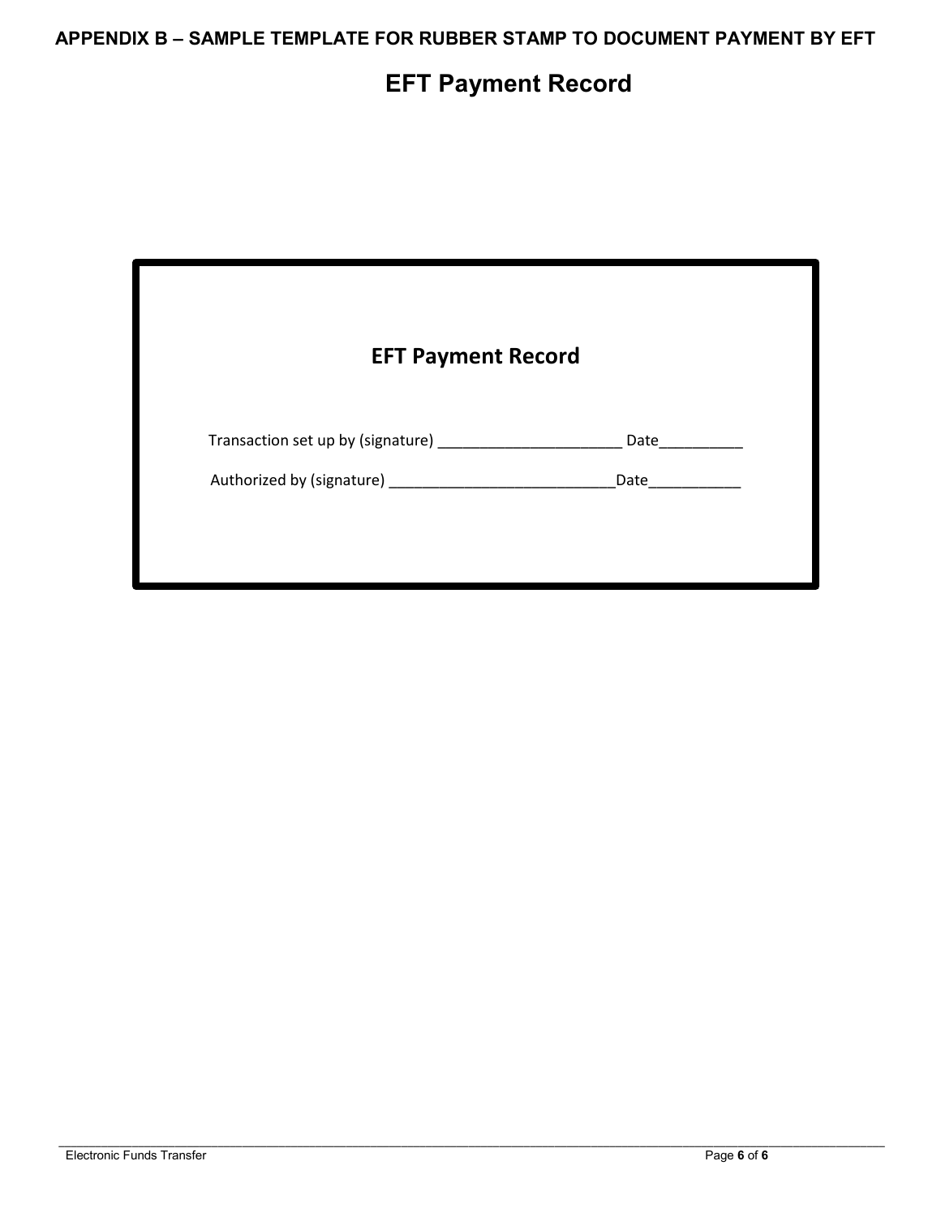## APPENDIX B – SAMPLE TEMPLATE FOR RUBBER STAMP TO DOCUMENT PAYMENT BY EFT

# EFT Payment Record

**EFT Payment Record**

Transaction set up by (signature) ______________________ Date__________

Authorized by (signature) ___________________________Date___________